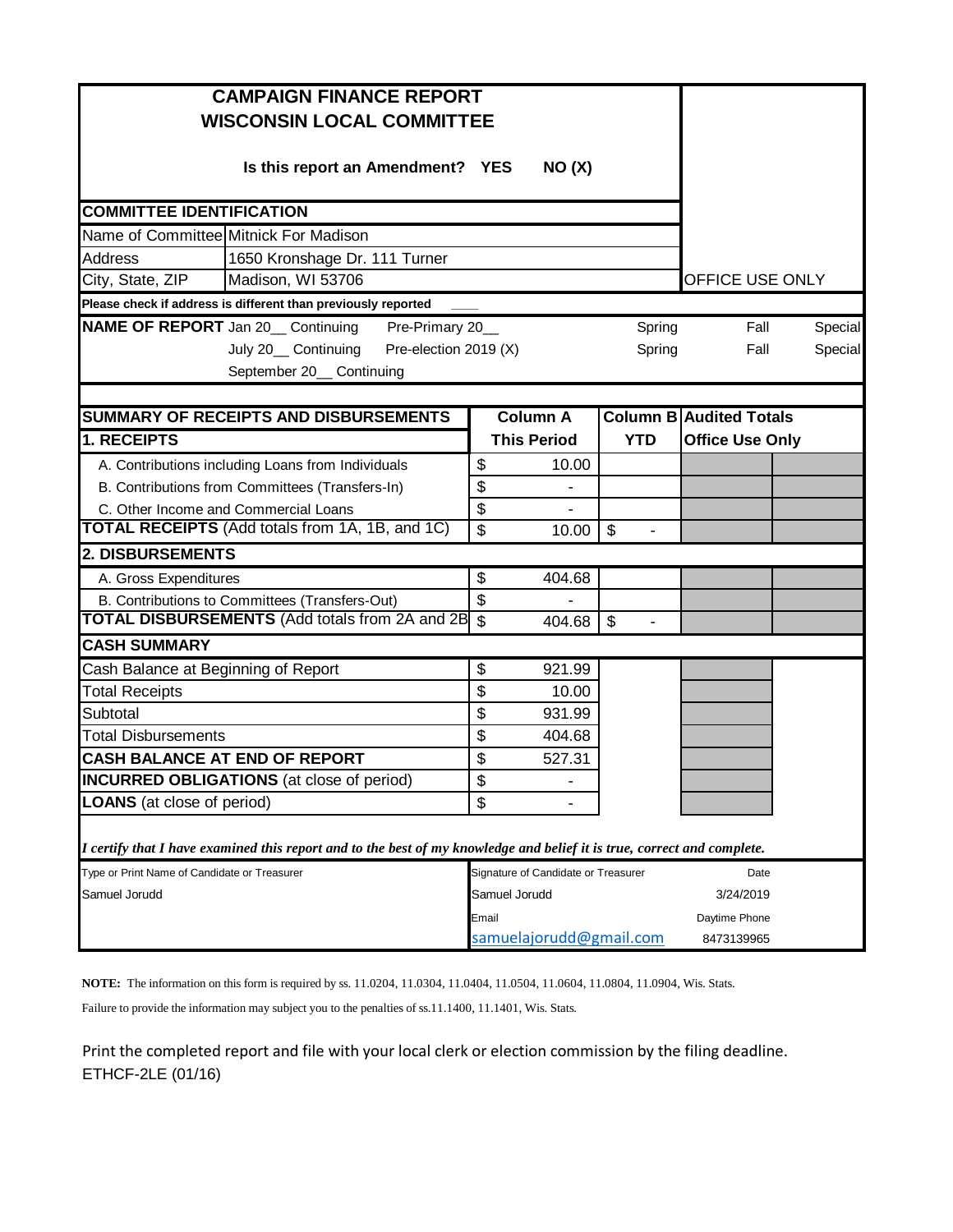# CAMPAIGN FINANCE REPORT
# WISCONSIN LOCAL COMMITTEE

**Is this report an Amendment? YES NO (X)**

OFFICE USE ONLY

## COMMITTEE IDENTIFICATION

| | |
|---|---|
| Name of Committee | Mitnick For Madison |
| Address | 1650 Kronshage Dr. 111 Turner |
| City, State, ZIP | Madison, WI 53706 |

**Please check if address is different than previously reported** ____

**NAME OF REPORT** Jan 20__ Continuing Pre-Primary 20__ Spring Fall Special
July 20__ Continuing Pre-election 2019 (X) Spring Fall Special
September 20__ Continuing

| SUMMARY OF RECEIPTS AND DISBURSEMENTS | Column A | Column B | Audited Totals | |
|---|---|---|---|---|
| **1. RECEIPTS** | **This Period** | **YTD** | **Office Use Only** | |
| A. Contributions including Loans from Individuals | $ 10.00 | | | |
| B. Contributions from Committees (Transfers-In) | $ - | | | |
| C. Other Income and Commercial Loans | $ - | | | |
| **TOTAL RECEIPTS** (Add totals from 1A, 1B, and 1C) | $ 10.00 | $ - | | |
| **2. DISBURSEMENTS** | | | | |
| A. Gross Expenditures | $ 404.68 | | | |
| B. Contributions to Committees (Transfers-Out) | $ - | | | |
| **TOTAL DISBURSEMENTS** (Add totals from 2A and 2B) | $ 404.68 | $ - | | |
| **CASH SUMMARY** | | | | |
| Cash Balance at Beginning of Report | $ 921.99 | | | |
| Total Receipts | $ 10.00 | | | |
| Subtotal | $ 931.99 | | | |
| Total Disbursements | $ 404.68 | | | |
| **CASH BALANCE AT END OF REPORT** | $ 527.31 | | | |
| **INCURRED OBLIGATIONS** (at close of period) | $ - | | | |
| **LOANS** (at close of period) | $ - | | | |

*I certify that I have examined this report and to the best of my knowledge and belief it is true, correct and complete.*

| Type or Print Name of Candidate or Treasurer | Signature of Candidate or Treasurer | Date |
|---|---|---|
| Samuel Jorudd | Samuel Jorudd | 3/24/2019 |
| | Email | Daytime Phone |
| | samuelajorudd@gmail.com | 8473139965 |

**NOTE:** The information on this form is required by ss. 11.0204, 11.0304, 11.0404, 11.0504, 11.0604, 11.0804, 11.0904, Wis. Stats.
Failure to provide the information may subject you to the penalties of ss.11.1400, 11.1401, Wis. Stats.

Print the completed report and file with your local clerk or election commission by the filing deadline.
ETHCF-2LE (01/16)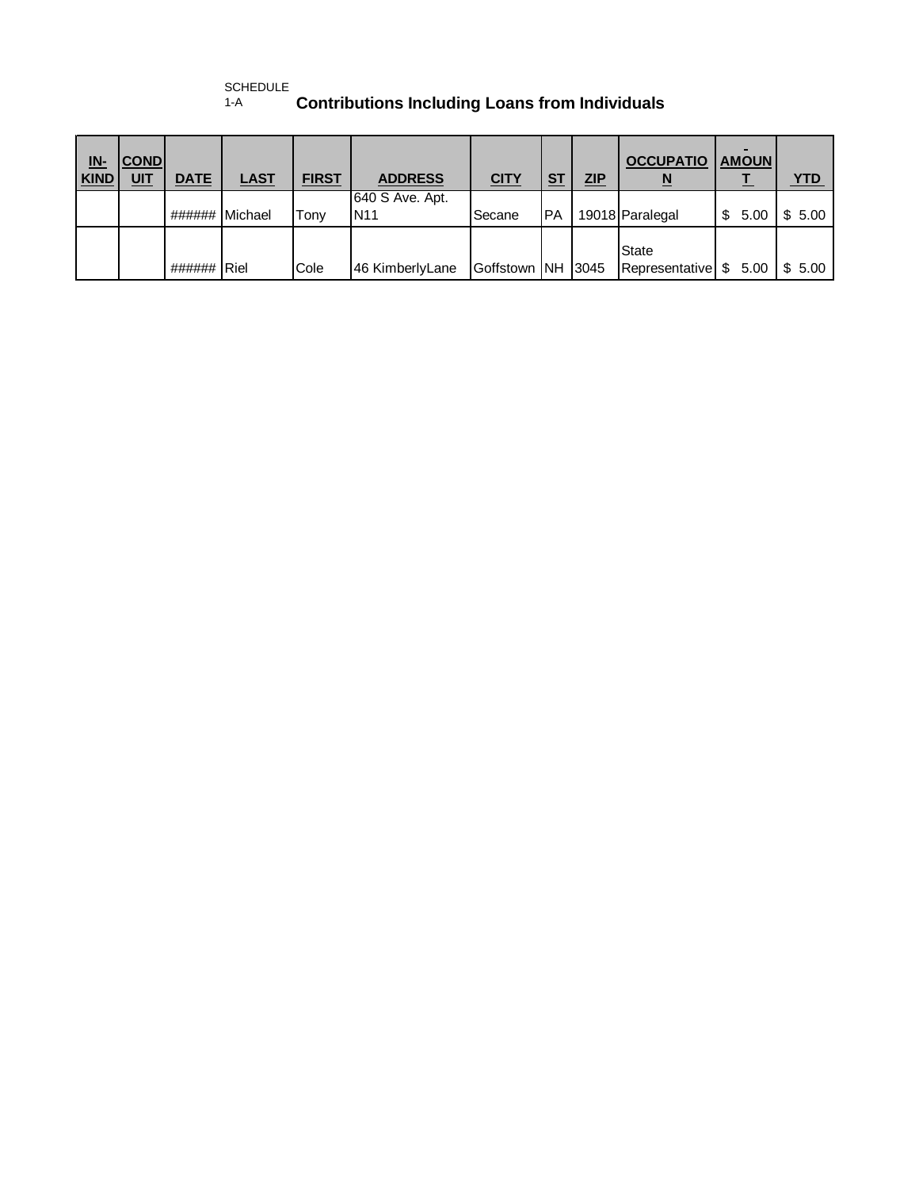SCHEDULE 1-A

## Contributions Including Loans from Individuals

| IN-KIND | CONDUIT | DATE | LAST | FIRST | ADDRESS | CITY | ST | ZIP | OCCUPATION | AMOUNT | YTD |
|---|---|---|---|---|---|---|---|---|---|---|---|
| | | ###### | Michael | Tony | 640 S Ave. Apt. N11 | Secane | PA | 19018 | Paralegal | $ 5.00 | $ 5.00 |
| | | ###### | Riel | Cole | 46 KimberlyLane | Goffstown | NH | 3045 | State Representative | $ 5.00 | $ 5.00 |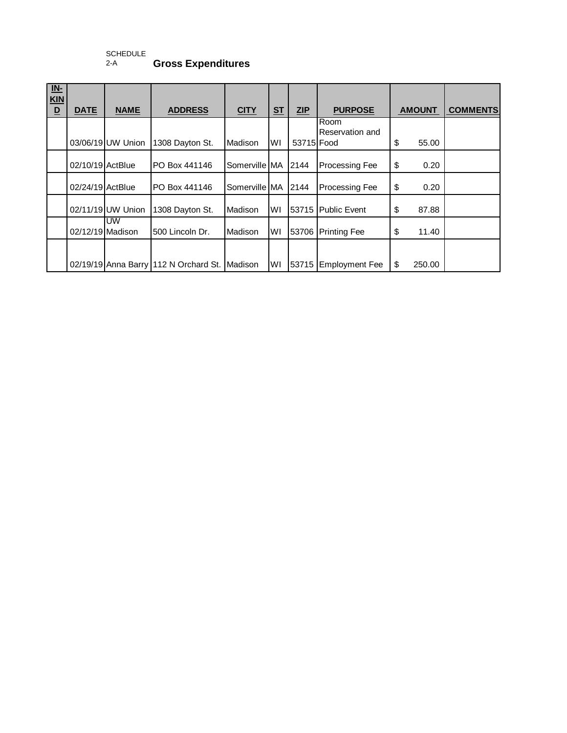SCHEDULE 2-A

## Gross Expenditures

| IN-KIND | DATE | NAME | ADDRESS | CITY | ST | ZIP | PURPOSE | AMOUNT | COMMENTS |
|---|---|---|---|---|---|---|---|---|---|
| | 03/06/19 | UW Union | 1308 Dayton St. | Madison | WI | 53715 | Room Reservation and Food | $ 55.00 | |
| | 02/10/19 | ActBlue | PO Box 441146 | Somerville | MA | 2144 | Processing Fee | $ 0.20 | |
| | 02/24/19 | ActBlue | PO Box 441146 | Somerville | MA | 2144 | Processing Fee | $ 0.20 | |
| | 02/11/19 | UW Union | 1308 Dayton St. | Madison | WI | 53715 | Public Event | $ 87.88 | |
| | 02/12/19 | UW Madison | 500 Lincoln Dr. | Madison | WI | 53706 | Printing Fee | $ 11.40 | |
| | 02/19/19 | Anna Barry | 112 N Orchard St. | Madison | WI | 53715 | Employment Fee | $ 250.00 | |